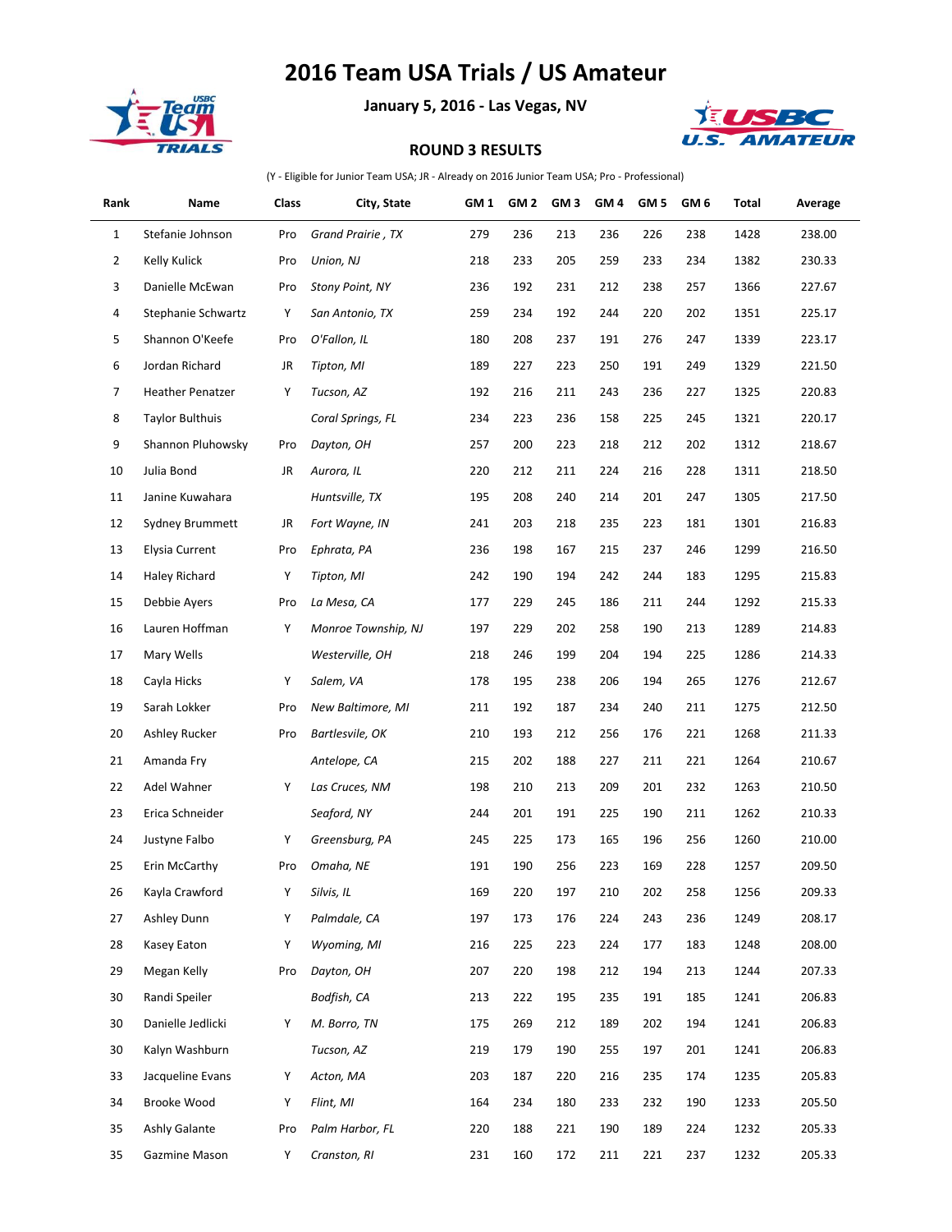# 2016 Team USA Trials / US Amateur

**January 5, 2016 - Las Vegas, NV**

**ROUND 3 RESULTS**

(Y - Eligible for Junior Team USA; JR - Already on 2016 Junior Team USA; Pro - Professional)

| Rank | Name | Class | City, State | GM 1 | GM 2 | GM 3 | GM 4 | GM 5 | GM 6 | Total | Average |
|---|---|---|---|---|---|---|---|---|---|---|---|
| 1 | Stefanie Johnson | Pro | *Grand Prairie , TX* | 279 | 236 | 213 | 236 | 226 | 238 | 1428 | 238.00 |
| 2 | Kelly Kulick | Pro | *Union, NJ* | 218 | 233 | 205 | 259 | 233 | 234 | 1382 | 230.33 |
| 3 | Danielle McEwan | Pro | *Stony Point, NY* | 236 | 192 | 231 | 212 | 238 | 257 | 1366 | 227.67 |
| 4 | Stephanie Schwartz | Y | *San Antonio, TX* | 259 | 234 | 192 | 244 | 220 | 202 | 1351 | 225.17 |
| 5 | Shannon O'Keefe | Pro | *O'Fallon, IL* | 180 | 208 | 237 | 191 | 276 | 247 | 1339 | 223.17 |
| 6 | Jordan Richard | JR | *Tipton, MI* | 189 | 227 | 223 | 250 | 191 | 249 | 1329 | 221.50 |
| 7 | Heather Penatzer | Y | *Tucson, AZ* | 192 | 216 | 211 | 243 | 236 | 227 | 1325 | 220.83 |
| 8 | Taylor Bulthuis | | *Coral Springs, FL* | 234 | 223 | 236 | 158 | 225 | 245 | 1321 | 220.17 |
| 9 | Shannon Pluhowsky | Pro | *Dayton, OH* | 257 | 200 | 223 | 218 | 212 | 202 | 1312 | 218.67 |
| 10 | Julia Bond | JR | *Aurora, IL* | 220 | 212 | 211 | 224 | 216 | 228 | 1311 | 218.50 |
| 11 | Janine Kuwahara | | *Huntsville, TX* | 195 | 208 | 240 | 214 | 201 | 247 | 1305 | 217.50 |
| 12 | Sydney Brummett | JR | *Fort Wayne, IN* | 241 | 203 | 218 | 235 | 223 | 181 | 1301 | 216.83 |
| 13 | Elysia Current | Pro | *Ephrata, PA* | 236 | 198 | 167 | 215 | 237 | 246 | 1299 | 216.50 |
| 14 | Haley Richard | Y | *Tipton, MI* | 242 | 190 | 194 | 242 | 244 | 183 | 1295 | 215.83 |
| 15 | Debbie Ayers | Pro | *La Mesa, CA* | 177 | 229 | 245 | 186 | 211 | 244 | 1292 | 215.33 |
| 16 | Lauren Hoffman | Y | *Monroe Township, NJ* | 197 | 229 | 202 | 258 | 190 | 213 | 1289 | 214.83 |
| 17 | Mary Wells | | *Westerville, OH* | 218 | 246 | 199 | 204 | 194 | 225 | 1286 | 214.33 |
| 18 | Cayla Hicks | Y | *Salem, VA* | 178 | 195 | 238 | 206 | 194 | 265 | 1276 | 212.67 |
| 19 | Sarah Lokker | Pro | *New Baltimore, MI* | 211 | 192 | 187 | 234 | 240 | 211 | 1275 | 212.50 |
| 20 | Ashley Rucker | Pro | *Bartlesvile, OK* | 210 | 193 | 212 | 256 | 176 | 221 | 1268 | 211.33 |
| 21 | Amanda Fry | | *Antelope, CA* | 215 | 202 | 188 | 227 | 211 | 221 | 1264 | 210.67 |
| 22 | Adel Wahner | Y | *Las Cruces, NM* | 198 | 210 | 213 | 209 | 201 | 232 | 1263 | 210.50 |
| 23 | Erica Schneider | | *Seaford, NY* | 244 | 201 | 191 | 225 | 190 | 211 | 1262 | 210.33 |
| 24 | Justyne Falbo | Y | *Greensburg, PA* | 245 | 225 | 173 | 165 | 196 | 256 | 1260 | 210.00 |
| 25 | Erin McCarthy | Pro | *Omaha, NE* | 191 | 190 | 256 | 223 | 169 | 228 | 1257 | 209.50 |
| 26 | Kayla Crawford | Y | *Silvis, IL* | 169 | 220 | 197 | 210 | 202 | 258 | 1256 | 209.33 |
| 27 | Ashley Dunn | Y | *Palmdale, CA* | 197 | 173 | 176 | 224 | 243 | 236 | 1249 | 208.17 |
| 28 | Kasey Eaton | Y | *Wyoming, MI* | 216 | 225 | 223 | 224 | 177 | 183 | 1248 | 208.00 |
| 29 | Megan Kelly | Pro | *Dayton, OH* | 207 | 220 | 198 | 212 | 194 | 213 | 1244 | 207.33 |
| 30 | Randi Speiler | | *Bodfish, CA* | 213 | 222 | 195 | 235 | 191 | 185 | 1241 | 206.83 |
| 30 | Danielle Jedlicki | Y | *M. Borro, TN* | 175 | 269 | 212 | 189 | 202 | 194 | 1241 | 206.83 |
| 30 | Kalyn Washburn | | *Tucson, AZ* | 219 | 179 | 190 | 255 | 197 | 201 | 1241 | 206.83 |
| 33 | Jacqueline Evans | Y | *Acton, MA* | 203 | 187 | 220 | 216 | 235 | 174 | 1235 | 205.83 |
| 34 | Brooke Wood | Y | *Flint, MI* | 164 | 234 | 180 | 233 | 232 | 190 | 1233 | 205.50 |
| 35 | Ashly Galante | Pro | *Palm Harbor, FL* | 220 | 188 | 221 | 190 | 189 | 224 | 1232 | 205.33 |
| 35 | Gazmine Mason | Y | *Cranston, RI* | 231 | 160 | 172 | 211 | 221 | 237 | 1232 | 205.33 |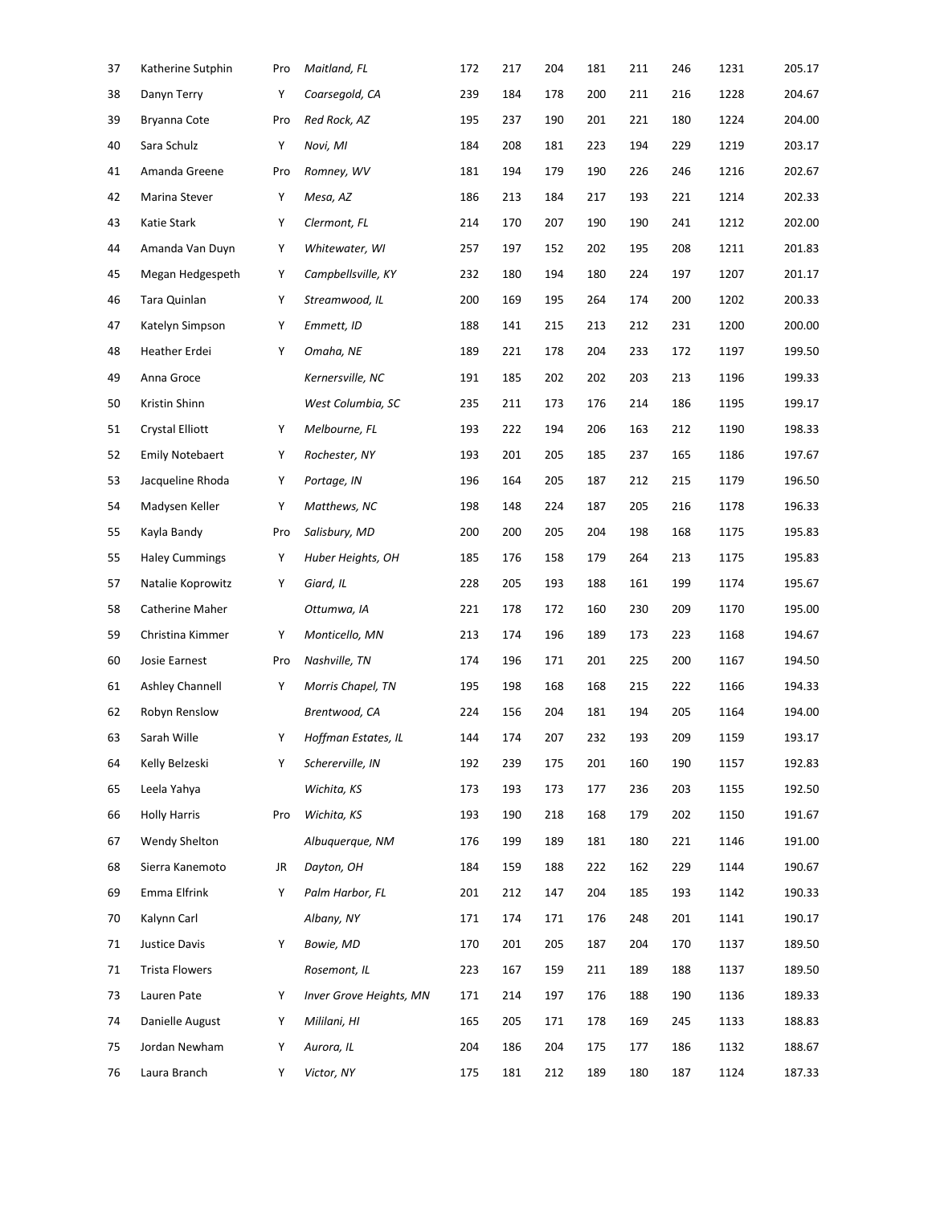| 37 | Katherine Sutphin | Pro | Maitland, FL | 172 | 217 | 204 | 181 | 211 | 246 | 1231 | 205.17 |
|---|---|---|---|---|---|---|---|---|---|---|---|
| 38 | Danyn Terry | Y | Coarsegold, CA | 239 | 184 | 178 | 200 | 211 | 216 | 1228 | 204.67 |
| 39 | Bryanna Cote | Pro | Red Rock, AZ | 195 | 237 | 190 | 201 | 221 | 180 | 1224 | 204.00 |
| 40 | Sara Schulz | Y | Novi, MI | 184 | 208 | 181 | 223 | 194 | 229 | 1219 | 203.17 |
| 41 | Amanda Greene | Pro | Romney, WV | 181 | 194 | 179 | 190 | 226 | 246 | 1216 | 202.67 |
| 42 | Marina Stever | Y | Mesa, AZ | 186 | 213 | 184 | 217 | 193 | 221 | 1214 | 202.33 |
| 43 | Katie Stark | Y | Clermont, FL | 214 | 170 | 207 | 190 | 190 | 241 | 1212 | 202.00 |
| 44 | Amanda Van Duyn | Y | Whitewater, WI | 257 | 197 | 152 | 202 | 195 | 208 | 1211 | 201.83 |
| 45 | Megan Hedgespeth | Y | Campbellsville, KY | 232 | 180 | 194 | 180 | 224 | 197 | 1207 | 201.17 |
| 46 | Tara Quinlan | Y | Streamwood, IL | 200 | 169 | 195 | 264 | 174 | 200 | 1202 | 200.33 |
| 47 | Katelyn Simpson | Y | Emmett, ID | 188 | 141 | 215 | 213 | 212 | 231 | 1200 | 200.00 |
| 48 | Heather Erdei | Y | Omaha, NE | 189 | 221 | 178 | 204 | 233 | 172 | 1197 | 199.50 |
| 49 | Anna Groce | | Kernersville, NC | 191 | 185 | 202 | 202 | 203 | 213 | 1196 | 199.33 |
| 50 | Kristin Shinn | | West Columbia, SC | 235 | 211 | 173 | 176 | 214 | 186 | 1195 | 199.17 |
| 51 | Crystal Elliott | Y | Melbourne, FL | 193 | 222 | 194 | 206 | 163 | 212 | 1190 | 198.33 |
| 52 | Emily Notebaert | Y | Rochester, NY | 193 | 201 | 205 | 185 | 237 | 165 | 1186 | 197.67 |
| 53 | Jacqueline Rhoda | Y | Portage, IN | 196 | 164 | 205 | 187 | 212 | 215 | 1179 | 196.50 |
| 54 | Madysen Keller | Y | Matthews, NC | 198 | 148 | 224 | 187 | 205 | 216 | 1178 | 196.33 |
| 55 | Kayla Bandy | Pro | Salisbury, MD | 200 | 200 | 205 | 204 | 198 | 168 | 1175 | 195.83 |
| 55 | Haley Cummings | Y | Huber Heights, OH | 185 | 176 | 158 | 179 | 264 | 213 | 1175 | 195.83 |
| 57 | Natalie Koprowitz | Y | Giard, IL | 228 | 205 | 193 | 188 | 161 | 199 | 1174 | 195.67 |
| 58 | Catherine Maher | | Ottumwa, IA | 221 | 178 | 172 | 160 | 230 | 209 | 1170 | 195.00 |
| 59 | Christina Kimmer | Y | Monticello, MN | 213 | 174 | 196 | 189 | 173 | 223 | 1168 | 194.67 |
| 60 | Josie Earnest | Pro | Nashville, TN | 174 | 196 | 171 | 201 | 225 | 200 | 1167 | 194.50 |
| 61 | Ashley Channell | Y | Morris Chapel, TN | 195 | 198 | 168 | 168 | 215 | 222 | 1166 | 194.33 |
| 62 | Robyn Renslow | | Brentwood, CA | 224 | 156 | 204 | 181 | 194 | 205 | 1164 | 194.00 |
| 63 | Sarah Wille | Y | Hoffman Estates, IL | 144 | 174 | 207 | 232 | 193 | 209 | 1159 | 193.17 |
| 64 | Kelly Belzeski | Y | Schererville, IN | 192 | 239 | 175 | 201 | 160 | 190 | 1157 | 192.83 |
| 65 | Leela Yahya | | Wichita, KS | 173 | 193 | 173 | 177 | 236 | 203 | 1155 | 192.50 |
| 66 | Holly Harris | Pro | Wichita, KS | 193 | 190 | 218 | 168 | 179 | 202 | 1150 | 191.67 |
| 67 | Wendy Shelton | | Albuquerque, NM | 176 | 199 | 189 | 181 | 180 | 221 | 1146 | 191.00 |
| 68 | Sierra Kanemoto | JR | Dayton, OH | 184 | 159 | 188 | 222 | 162 | 229 | 1144 | 190.67 |
| 69 | Emma Elfrink | Y | Palm Harbor, FL | 201 | 212 | 147 | 204 | 185 | 193 | 1142 | 190.33 |
| 70 | Kalynn Carl | | Albany, NY | 171 | 174 | 171 | 176 | 248 | 201 | 1141 | 190.17 |
| 71 | Justice Davis | Y | Bowie, MD | 170 | 201 | 205 | 187 | 204 | 170 | 1137 | 189.50 |
| 71 | Trista Flowers | | Rosemont, IL | 223 | 167 | 159 | 211 | 189 | 188 | 1137 | 189.50 |
| 73 | Lauren Pate | Y | Inver Grove Heights, MN | 171 | 214 | 197 | 176 | 188 | 190 | 1136 | 189.33 |
| 74 | Danielle August | Y | Mililani, HI | 165 | 205 | 171 | 178 | 169 | 245 | 1133 | 188.83 |
| 75 | Jordan Newham | Y | Aurora, IL | 204 | 186 | 204 | 175 | 177 | 186 | 1132 | 188.67 |
| 76 | Laura Branch | Y | Victor, NY | 175 | 181 | 212 | 189 | 180 | 187 | 1124 | 187.33 |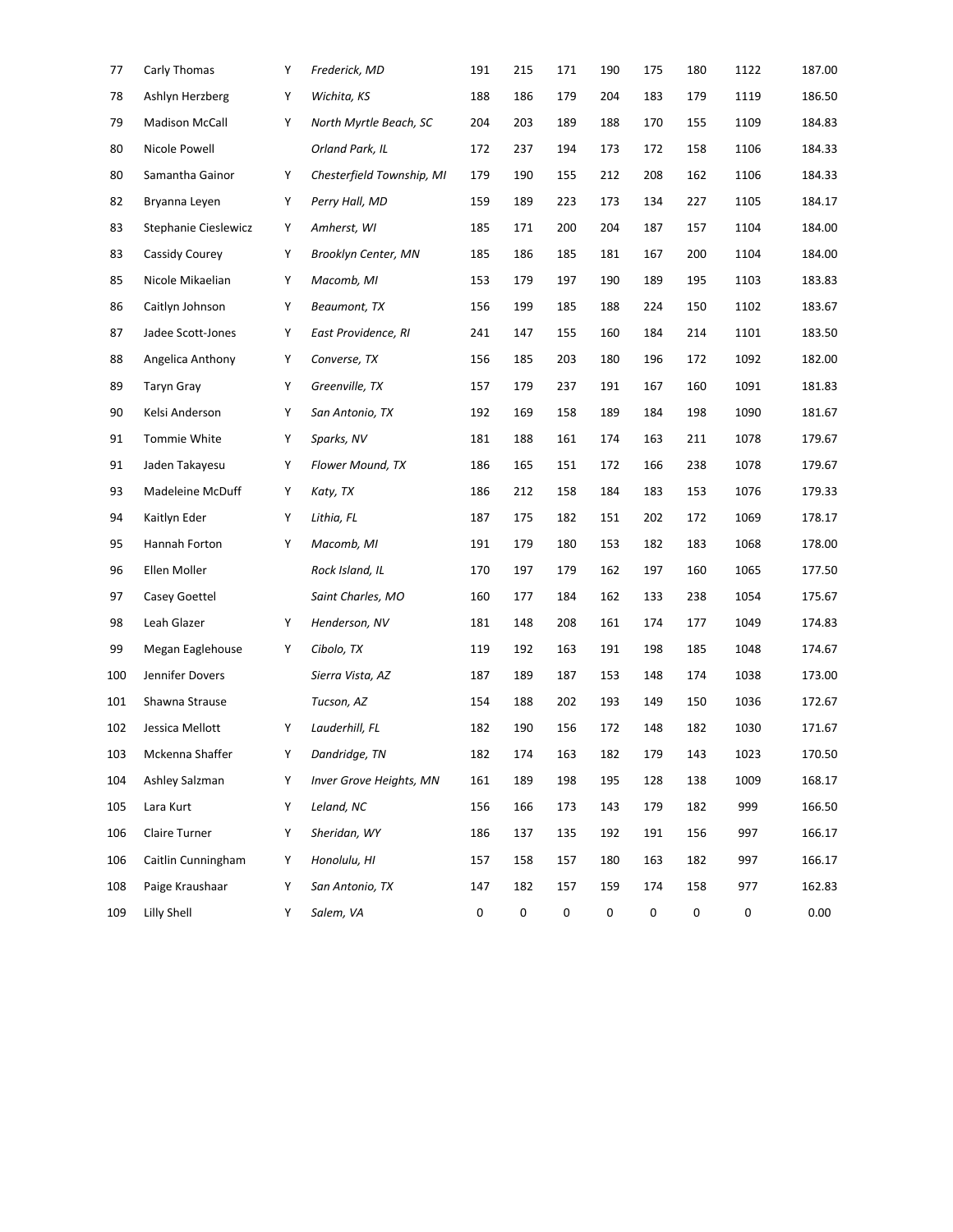| | | | | | | | | | | | |
|---|---|---|---|---|---|---|---|---|---|---|---|
| 77 | Carly Thomas | Y | *Frederick, MD* | 191 | 215 | 171 | 190 | 175 | 180 | 1122 | 187.00 |
| 78 | Ashlyn Herzberg | Y | *Wichita, KS* | 188 | 186 | 179 | 204 | 183 | 179 | 1119 | 186.50 |
| 79 | Madison McCall | Y | *North Myrtle Beach, SC* | 204 | 203 | 189 | 188 | 170 | 155 | 1109 | 184.83 |
| 80 | Nicole Powell | | *Orland Park, IL* | 172 | 237 | 194 | 173 | 172 | 158 | 1106 | 184.33 |
| 80 | Samantha Gainor | Y | *Chesterfield Township, MI* | 179 | 190 | 155 | 212 | 208 | 162 | 1106 | 184.33 |
| 82 | Bryanna Leyen | Y | *Perry Hall, MD* | 159 | 189 | 223 | 173 | 134 | 227 | 1105 | 184.17 |
| 83 | Stephanie Cieslewicz | Y | *Amherst, WI* | 185 | 171 | 200 | 204 | 187 | 157 | 1104 | 184.00 |
| 83 | Cassidy Courey | Y | *Brooklyn Center, MN* | 185 | 186 | 185 | 181 | 167 | 200 | 1104 | 184.00 |
| 85 | Nicole Mikaelian | Y | *Macomb, MI* | 153 | 179 | 197 | 190 | 189 | 195 | 1103 | 183.83 |
| 86 | Caitlyn Johnson | Y | *Beaumont, TX* | 156 | 199 | 185 | 188 | 224 | 150 | 1102 | 183.67 |
| 87 | Jadee Scott-Jones | Y | *East Providence, RI* | 241 | 147 | 155 | 160 | 184 | 214 | 1101 | 183.50 |
| 88 | Angelica Anthony | Y | *Converse, TX* | 156 | 185 | 203 | 180 | 196 | 172 | 1092 | 182.00 |
| 89 | Taryn Gray | Y | *Greenville, TX* | 157 | 179 | 237 | 191 | 167 | 160 | 1091 | 181.83 |
| 90 | Kelsi Anderson | Y | *San Antonio, TX* | 192 | 169 | 158 | 189 | 184 | 198 | 1090 | 181.67 |
| 91 | Tommie White | Y | *Sparks, NV* | 181 | 188 | 161 | 174 | 163 | 211 | 1078 | 179.67 |
| 91 | Jaden Takayesu | Y | *Flower Mound, TX* | 186 | 165 | 151 | 172 | 166 | 238 | 1078 | 179.67 |
| 93 | Madeleine McDuff | Y | *Katy, TX* | 186 | 212 | 158 | 184 | 183 | 153 | 1076 | 179.33 |
| 94 | Kaitlyn Eder | Y | *Lithia, FL* | 187 | 175 | 182 | 151 | 202 | 172 | 1069 | 178.17 |
| 95 | Hannah Forton | Y | *Macomb, MI* | 191 | 179 | 180 | 153 | 182 | 183 | 1068 | 178.00 |
| 96 | Ellen Moller | | *Rock Island, IL* | 170 | 197 | 179 | 162 | 197 | 160 | 1065 | 177.50 |
| 97 | Casey Goettel | | *Saint Charles, MO* | 160 | 177 | 184 | 162 | 133 | 238 | 1054 | 175.67 |
| 98 | Leah Glazer | Y | *Henderson, NV* | 181 | 148 | 208 | 161 | 174 | 177 | 1049 | 174.83 |
| 99 | Megan Eaglehouse | Y | *Cibolo, TX* | 119 | 192 | 163 | 191 | 198 | 185 | 1048 | 174.67 |
| 100 | Jennifer Dovers | | *Sierra Vista, AZ* | 187 | 189 | 187 | 153 | 148 | 174 | 1038 | 173.00 |
| 101 | Shawna Strause | | *Tucson, AZ* | 154 | 188 | 202 | 193 | 149 | 150 | 1036 | 172.67 |
| 102 | Jessica Mellott | Y | *Lauderhill, FL* | 182 | 190 | 156 | 172 | 148 | 182 | 1030 | 171.67 |
| 103 | Mckenna Shaffer | Y | *Dandridge, TN* | 182 | 174 | 163 | 182 | 179 | 143 | 1023 | 170.50 |
| 104 | Ashley Salzman | Y | *Inver Grove Heights, MN* | 161 | 189 | 198 | 195 | 128 | 138 | 1009 | 168.17 |
| 105 | Lara Kurt | Y | *Leland, NC* | 156 | 166 | 173 | 143 | 179 | 182 | 999 | 166.50 |
| 106 | Claire Turner | Y | *Sheridan, WY* | 186 | 137 | 135 | 192 | 191 | 156 | 997 | 166.17 |
| 106 | Caitlin Cunningham | Y | *Honolulu, HI* | 157 | 158 | 157 | 180 | 163 | 182 | 997 | 166.17 |
| 108 | Paige Kraushaar | Y | *San Antonio, TX* | 147 | 182 | 157 | 159 | 174 | 158 | 977 | 162.83 |
| 109 | Lilly Shell | Y | *Salem, VA* | 0 | 0 | 0 | 0 | 0 | 0 | 0 | 0.00 |